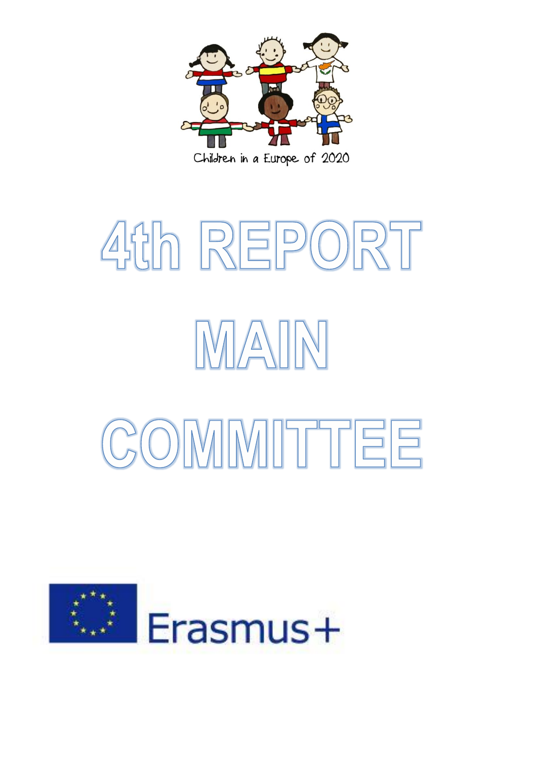Children in a Europe of 2020

# 4th REPORT

# MAIN

# COMMITTEE

Erasmus+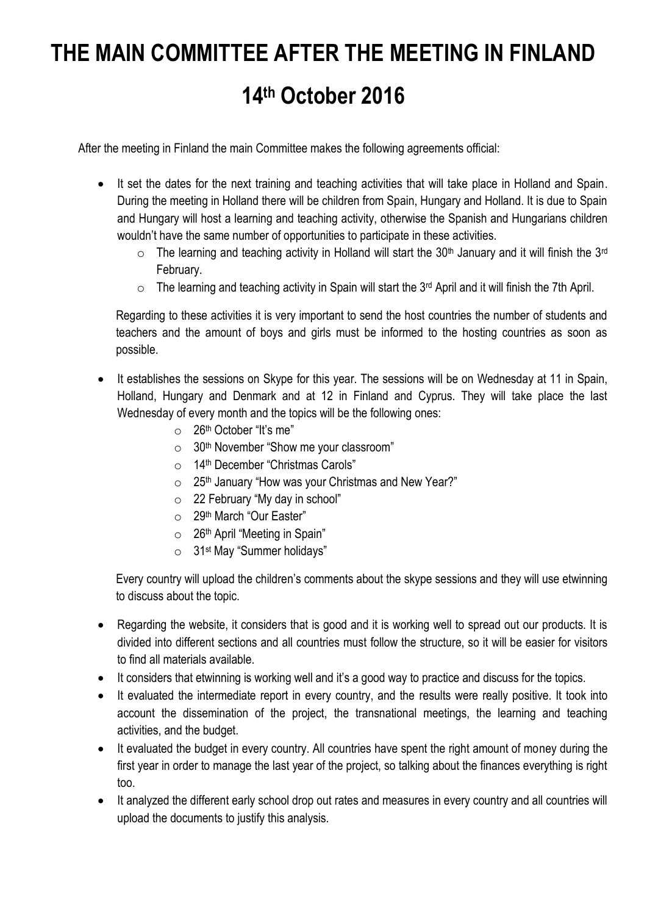# THE MAIN COMMITTEE AFTER THE MEETING IN FINLAND

# 14th October 2016

After the meeting in Finland the main Committee makes the following agreements official:

- It set the dates for the next training and teaching activities that will take place in Holland and Spain. During the meeting in Holland there will be children from Spain, Hungary and Holland. It is due to Spain and Hungary will host a learning and teaching activity, otherwise the Spanish and Hungarians children wouldn't have the same number of opportunities to participate in these activities.
  - The learning and teaching activity in Holland will start the 30th January and it will finish the 3rd February.
  - The learning and teaching activity in Spain will start the 3rd April and it will finish the 7th April.

  Regarding to these activities it is very important to send the host countries the number of students and teachers and the amount of boys and girls must be informed to the hosting countries as soon as possible.

- It establishes the sessions on Skype for this year. The sessions will be on Wednesday at 11 in Spain, Holland, Hungary and Denmark and at 12 in Finland and Cyprus. They will take place the last Wednesday of every month and the topics will be the following ones:
  - 26th October "It's me"
  - 30th November "Show me your classroom"
  - 14th December "Christmas Carols"
  - 25th January "How was your Christmas and New Year?"
  - 22 February "My day in school"
  - 29th March "Our Easter"
  - 26th April "Meeting in Spain"
  - 31st May "Summer holidays"

  Every country will upload the children's comments about the skype sessions and they will use etwinning to discuss about the topic.

- Regarding the website, it considers that is good and it is working well to spread out our products. It is divided into different sections and all countries must follow the structure, so it will be easier for visitors to find all materials available.
- It considers that etwinning is working well and it's a good way to practice and discuss for the topics.
- It evaluated the intermediate report in every country, and the results were really positive. It took into account the dissemination of the project, the transnational meetings, the learning and teaching activities, and the budget.
- It evaluated the budget in every country. All countries have spent the right amount of money during the first year in order to manage the last year of the project, so talking about the finances everything is right too.
- It analyzed the different early school drop out rates and measures in every country and all countries will upload the documents to justify this analysis.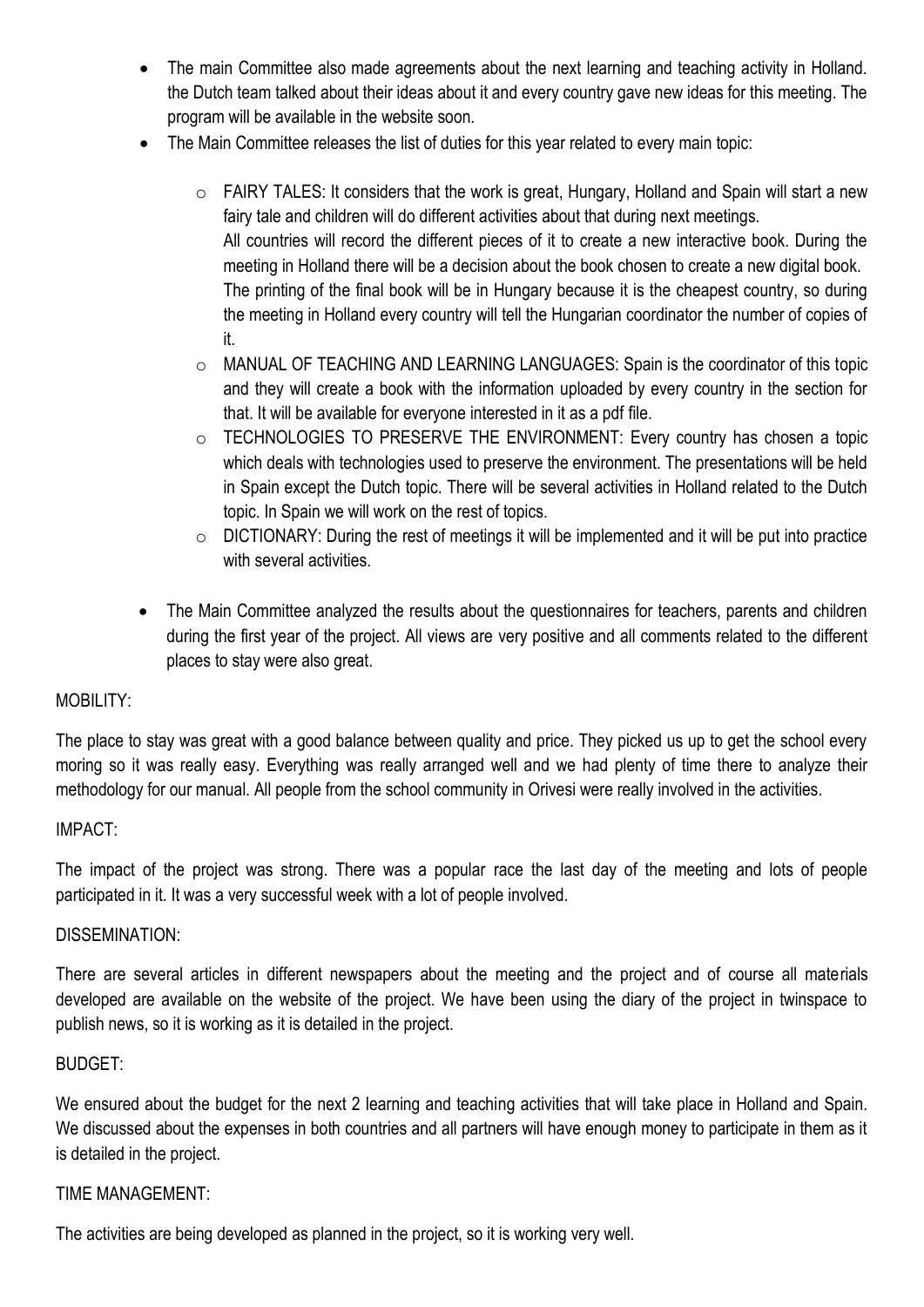- The main Committee also made agreements about the next learning and teaching activity in Holland. the Dutch team talked about their ideas about it and every country gave new ideas for this meeting. The program will be available in the website soon.
- The Main Committee releases the list of duties for this year related to every main topic:
  - FAIRY TALES: It considers that the work is great, Hungary, Holland and Spain will start a new fairy tale and children will do different activities about that during next meetings.
    All countries will record the different pieces of it to create a new interactive book. During the meeting in Holland there will be a decision about the book chosen to create a new digital book. The printing of the final book will be in Hungary because it is the cheapest country, so during the meeting in Holland every country will tell the Hungarian coordinator the number of copies of it.
  - MANUAL OF TEACHING AND LEARNING LANGUAGES: Spain is the coordinator of this topic and they will create a book with the information uploaded by every country in the section for that. It will be available for everyone interested in it as a pdf file.
  - TECHNOLOGIES TO PRESERVE THE ENVIRONMENT: Every country has chosen a topic which deals with technologies used to preserve the environment. The presentations will be held in Spain except the Dutch topic. There will be several activities in Holland related to the Dutch topic. In Spain we will work on the rest of topics.
  - DICTIONARY: During the rest of meetings it will be implemented and it will be put into practice with several activities.
- The Main Committee analyzed the results about the questionnaires for teachers, parents and children during the first year of the project. All views are very positive and all comments related to the different places to stay were also great.

MOBILITY:

The place to stay was great with a good balance between quality and price. They picked us up to get the school every moring so it was really easy. Everything was really arranged well and we had plenty of time there to analyze their methodology for our manual. All people from the school community in Orivesi were really involved in the activities.

IMPACT:

The impact of the project was strong. There was a popular race the last day of the meeting and lots of people participated in it. It was a very successful week with a lot of people involved.

DISSEMINATION:

There are several articles in different newspapers about the meeting and the project and of course all materials developed are available on the website of the project. We have been using the diary of the project in twinspace to publish news, so it is working as it is detailed in the project.

BUDGET:

We ensured about the budget for the next 2 learning and teaching activities that will take place in Holland and Spain. We discussed about the expenses in both countries and all partners will have enough money to participate in them as it is detailed in the project.

TIME MANAGEMENT:

The activities are being developed as planned in the project, so it is working very well.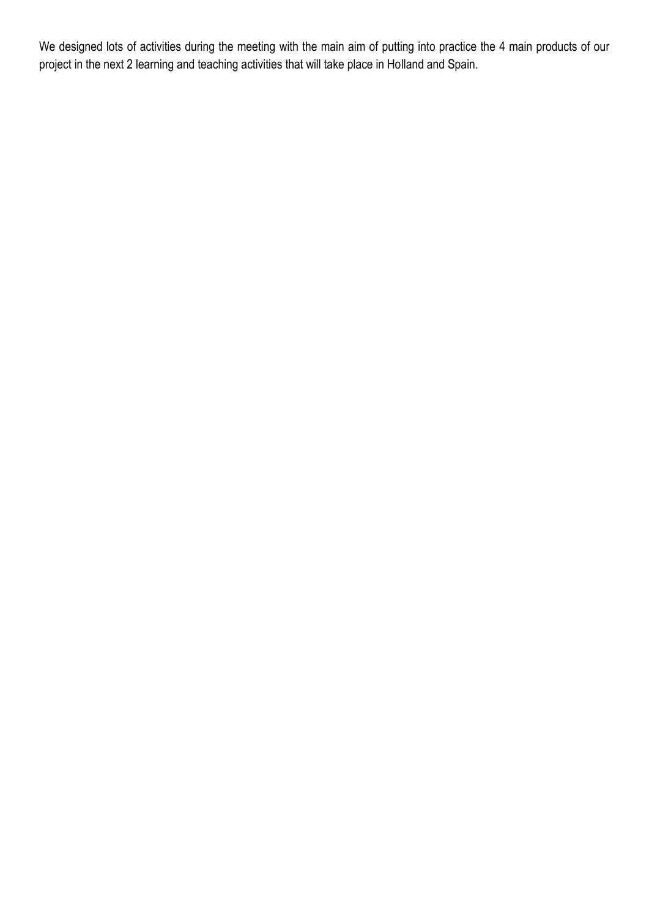We designed lots of activities during the meeting with the main aim of putting into practice the 4 main products of our project in the next 2 learning and teaching activities that will take place in Holland and Spain.